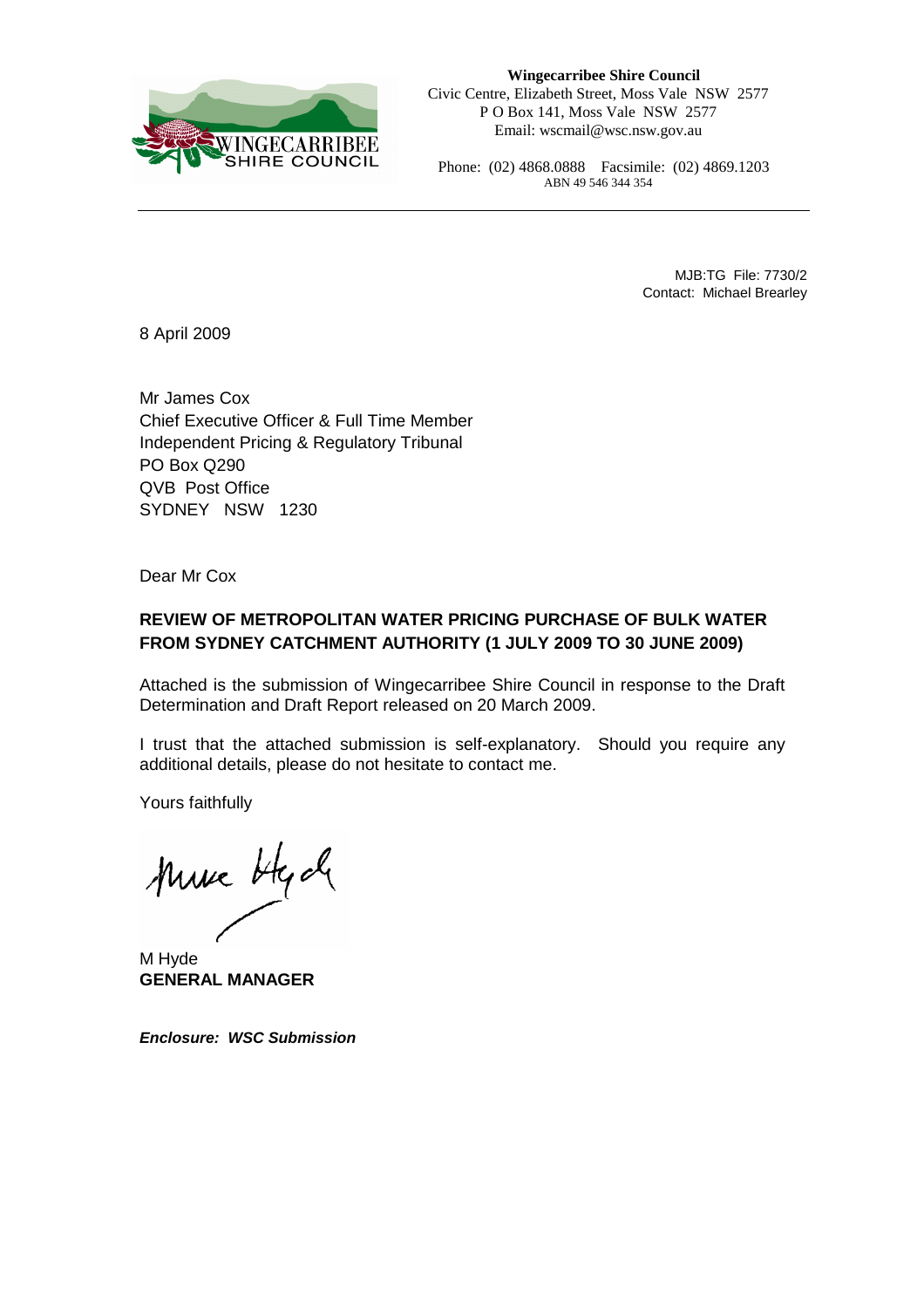**Wingecarribee Shire Council**
Civic Centre, Elizabeth Street, Moss Vale NSW 2577
P O Box 141, Moss Vale NSW 2577
Email: wscmail@wsc.nsw.gov.au

Phone: (02) 4868.0888 Facsimile: (02) 4869.1203
ABN 49 546 344 354

---

MJB:TG File: 7730/2
Contact: Michael Brearley

8 April 2009

Mr James Cox
Chief Executive Officer & Full Time Member
Independent Pricing & Regulatory Tribunal
PO Box Q290
QVB Post Office
SYDNEY NSW 1230

Dear Mr Cox

**REVIEW OF METROPOLITAN WATER PRICING PURCHASE OF BULK WATER FROM SYDNEY CATCHMENT AUTHORITY (1 JULY 2009 TO 30 JUNE 2009)**

Attached is the submission of Wingecarribee Shire Council in response to the Draft Determination and Draft Report released on 20 March 2009.

I trust that the attached submission is self-explanatory. Should you require any additional details, please do not hesitate to contact me.

Yours faithfully

M Hyde
**GENERAL MANAGER**

***Enclosure: WSC Submission***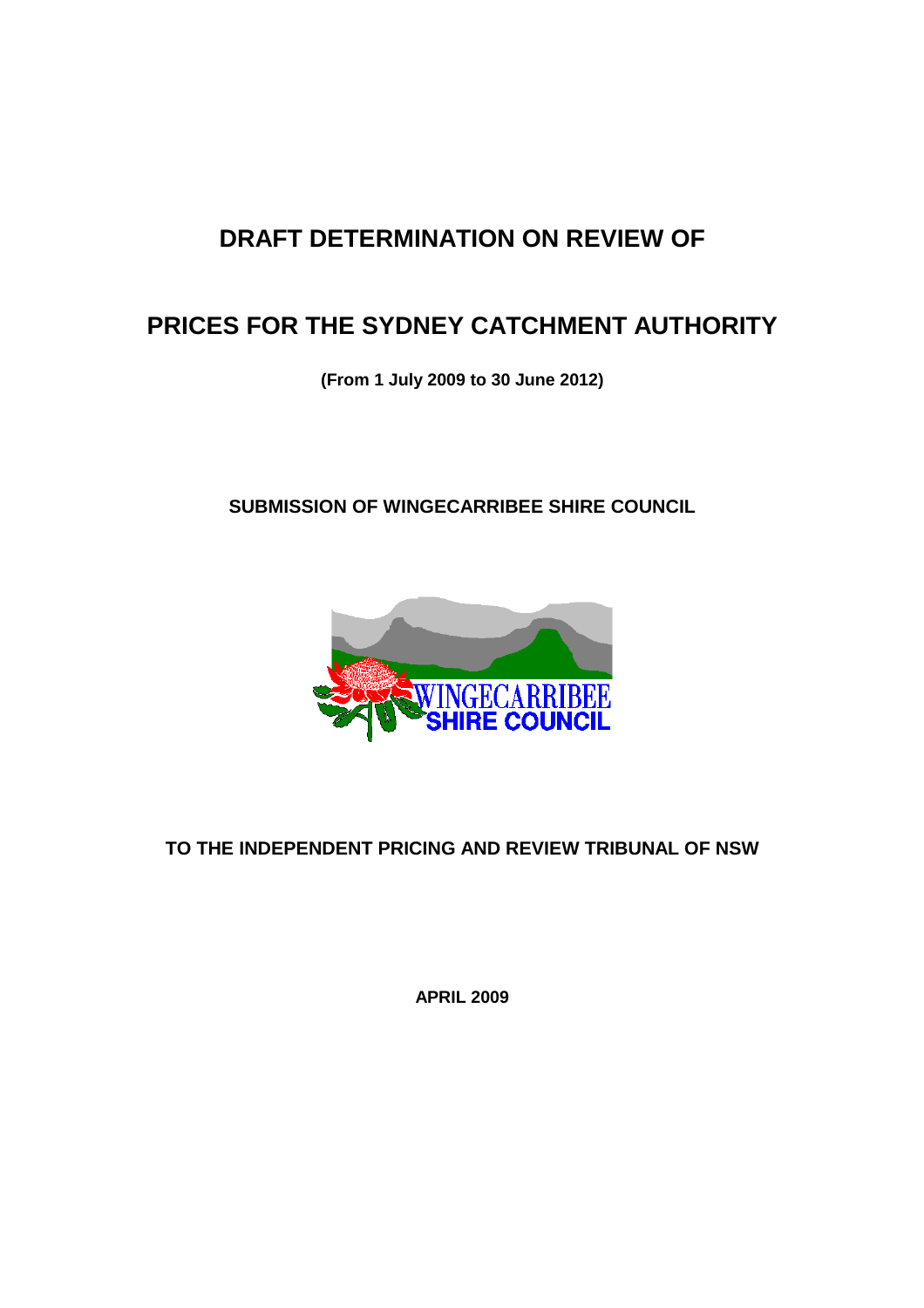# DRAFT DETERMINATION ON REVIEW OF

# PRICES FOR THE SYDNEY CATCHMENT AUTHORITY

**(From 1 July 2009 to 30 June 2012)**

**SUBMISSION OF WINGECARRIBEE SHIRE COUNCIL**

**TO THE INDEPENDENT PRICING AND REVIEW TRIBUNAL OF NSW**

**APRIL 2009**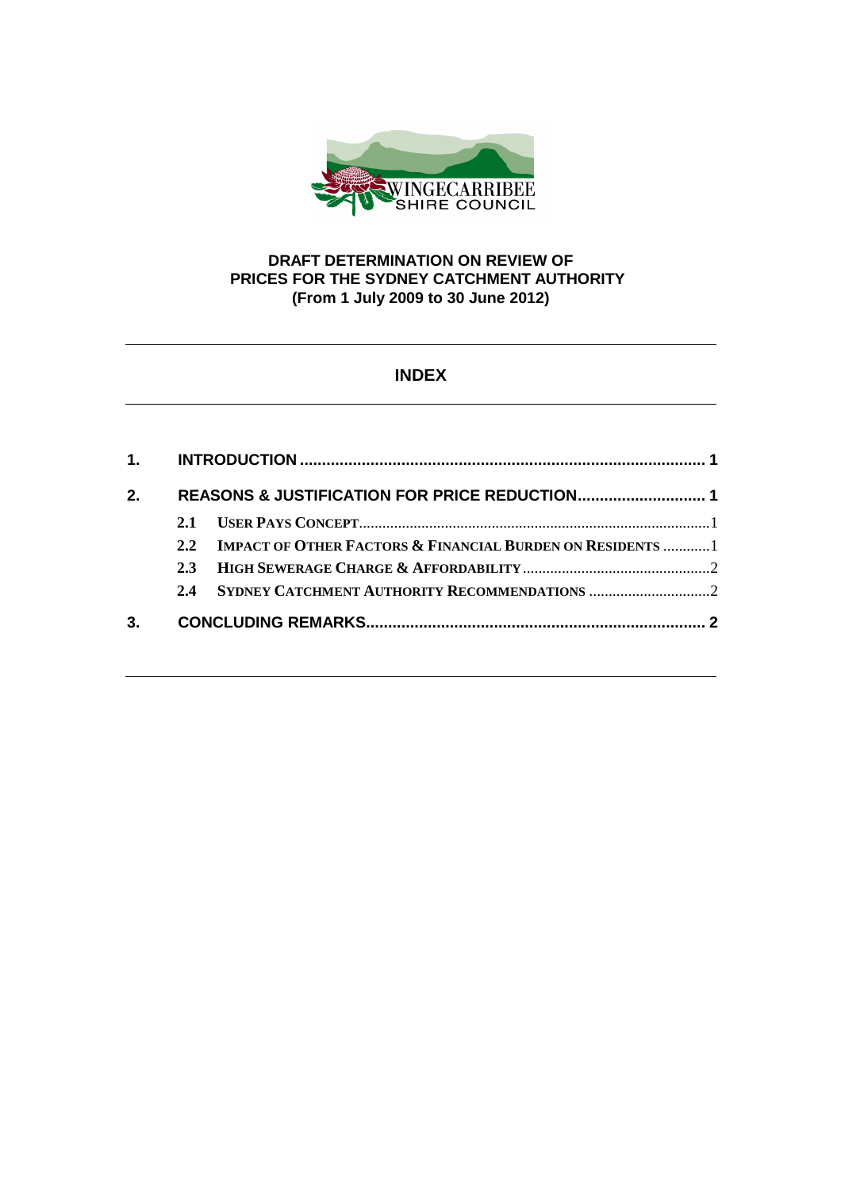# DRAFT DETERMINATION ON REVIEW OF PRICES FOR THE SYDNEY CATCHMENT AUTHORITY (From 1 July 2009 to 30 June 2012)

## INDEX

| | | |
|---|---|---|
| **1.** | **INTRODUCTION** | **1** |
| **2.** | **REASONS & JUSTIFICATION FOR PRICE REDUCTION** | **1** |
| 2.1 | USER PAYS CONCEPT | 1 |
| 2.2 | IMPACT OF OTHER FACTORS & FINANCIAL BURDEN ON RESIDENTS | 1 |
| 2.3 | HIGH SEWERAGE CHARGE & AFFORDABILITY | 2 |
| 2.4 | SYDNEY CATCHMENT AUTHORITY RECOMMENDATIONS | 2 |
| **3.** | **CONCLUDING REMARKS** | **2** |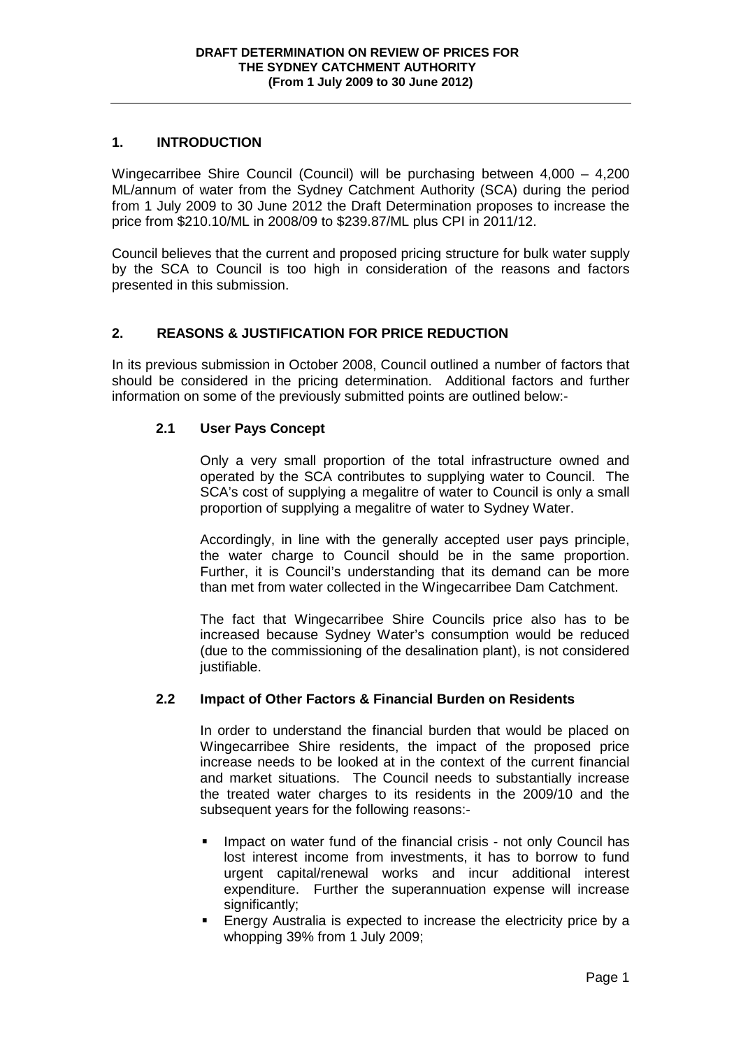**DRAFT DETERMINATION ON REVIEW OF PRICES FOR THE SYDNEY CATCHMENT AUTHORITY (From 1 July 2009 to 30 June 2012)**

## 1. INTRODUCTION

Wingecarribee Shire Council (Council) will be purchasing between 4,000 – 4,200 ML/annum of water from the Sydney Catchment Authority (SCA) during the period from 1 July 2009 to 30 June 2012 the Draft Determination proposes to increase the price from $210.10/ML in 2008/09 to $239.87/ML plus CPI in 2011/12.

Council believes that the current and proposed pricing structure for bulk water supply by the SCA to Council is too high in consideration of the reasons and factors presented in this submission.

## 2. REASONS & JUSTIFICATION FOR PRICE REDUCTION

In its previous submission in October 2008, Council outlined a number of factors that should be considered in the pricing determination. Additional factors and further information on some of the previously submitted points are outlined below:-

### 2.1 User Pays Concept

Only a very small proportion of the total infrastructure owned and operated by the SCA contributes to supplying water to Council. The SCA's cost of supplying a megalitre of water to Council is only a small proportion of supplying a megalitre of water to Sydney Water.

Accordingly, in line with the generally accepted user pays principle, the water charge to Council should be in the same proportion. Further, it is Council's understanding that its demand can be more than met from water collected in the Wingecarribee Dam Catchment.

The fact that Wingecarribee Shire Councils price also has to be increased because Sydney Water's consumption would be reduced (due to the commissioning of the desalination plant), is not considered justifiable.

### 2.2 Impact of Other Factors & Financial Burden on Residents

In order to understand the financial burden that would be placed on Wingecarribee Shire residents, the impact of the proposed price increase needs to be looked at in the context of the current financial and market situations. The Council needs to substantially increase the treated water charges to its residents in the 2009/10 and the subsequent years for the following reasons:-

- Impact on water fund of the financial crisis - not only Council has lost interest income from investments, it has to borrow to fund urgent capital/renewal works and incur additional interest expenditure. Further the superannuation expense will increase significantly;
- Energy Australia is expected to increase the electricity price by a whopping 39% from 1 July 2009;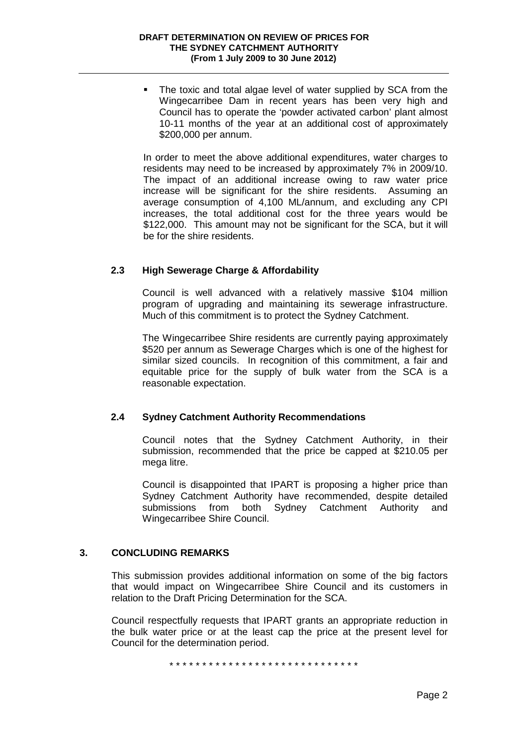- The toxic and total algae level of water supplied by SCA from the Wingecarribee Dam in recent years has been very high and Council has to operate the 'powder activated carbon' plant almost 10-11 months of the year at an additional cost of approximately $200,000 per annum.

In order to meet the above additional expenditures, water charges to residents may need to be increased by approximately 7% in 2009/10. The impact of an additional increase owing to raw water price increase will be significant for the shire residents. Assuming an average consumption of 4,100 ML/annum, and excluding any CPI increases, the total additional cost for the three years would be $122,000. This amount may not be significant for the SCA, but it will be for the shire residents.

### 2.3 High Sewerage Charge & Affordability

Council is well advanced with a relatively massive $104 million program of upgrading and maintaining its sewerage infrastructure. Much of this commitment is to protect the Sydney Catchment.

The Wingecarribee Shire residents are currently paying approximately $520 per annum as Sewerage Charges which is one of the highest for similar sized councils. In recognition of this commitment, a fair and equitable price for the supply of bulk water from the SCA is a reasonable expectation.

### 2.4 Sydney Catchment Authority Recommendations

Council notes that the Sydney Catchment Authority, in their submission, recommended that the price be capped at $210.05 per mega litre.

Council is disappointed that IPART is proposing a higher price than Sydney Catchment Authority have recommended, despite detailed submissions from both Sydney Catchment Authority and Wingecarribee Shire Council.

## 3. CONCLUDING REMARKS

This submission provides additional information on some of the big factors that would impact on Wingecarribee Shire Council and its customers in relation to the Draft Pricing Determination for the SCA.

Council respectfully requests that IPART grants an appropriate reduction in the bulk water price or at the least cap the price at the present level for Council for the determination period.

* * * * * * * * * * * * * * * * * * * * * * * * * * * * *